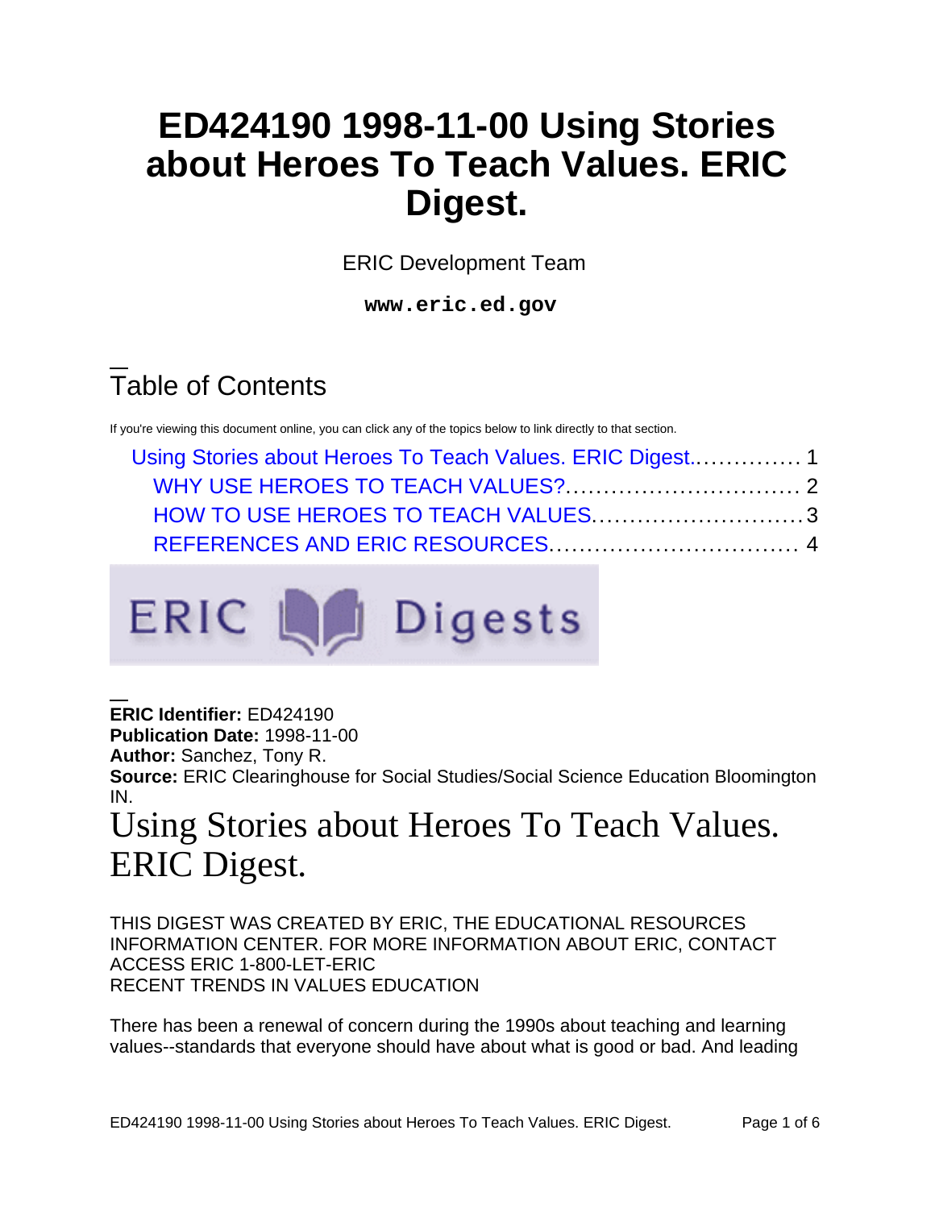# ED424190 1998-11-00 Using Stories about Heroes To Teach Values. ERIC Digest.

ERIC Development Team

**www.eric.ed.gov**

## Table of Contents

If you're viewing this document online, you can click any of the topics below to link directly to that section.

- Using Stories about Heroes To Teach Values. ERIC Digest.............. 1
  - WHY USE HEROES TO TEACH VALUES?............................... 2
  - HOW TO USE HEROES TO TEACH VALUES............................3
  - REFERENCES AND ERIC RESOURCES................................. 4

**ERIC Identifier:** ED424190
**Publication Date:** 1998-11-00
**Author:** Sanchez, Tony R.
**Source:** ERIC Clearinghouse for Social Studies/Social Science Education Bloomington IN.

# Using Stories about Heroes To Teach Values. ERIC Digest.

THIS DIGEST WAS CREATED BY ERIC, THE EDUCATIONAL RESOURCES INFORMATION CENTER. FOR MORE INFORMATION ABOUT ERIC, CONTACT ACCESS ERIC 1-800-LET-ERIC

RECENT TRENDS IN VALUES EDUCATION

There has been a renewal of concern during the 1990s about teaching and learning values--standards that everyone should have about what is good or bad. And leading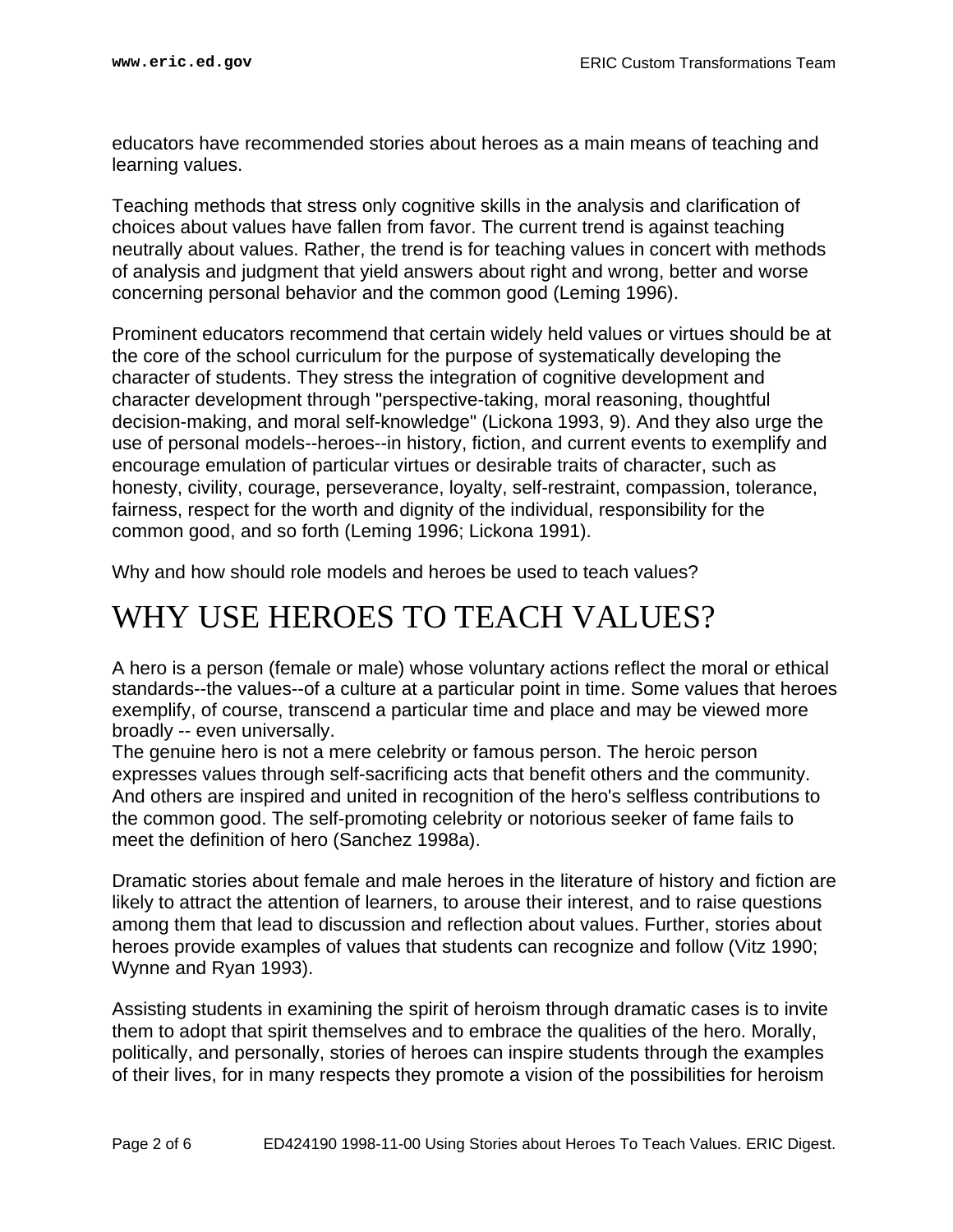educators have recommended stories about heroes as a main means of teaching and learning values.

Teaching methods that stress only cognitive skills in the analysis and clarification of choices about values have fallen from favor. The current trend is against teaching neutrally about values. Rather, the trend is for teaching values in concert with methods of analysis and judgment that yield answers about right and wrong, better and worse concerning personal behavior and the common good (Leming 1996).

Prominent educators recommend that certain widely held values or virtues should be at the core of the school curriculum for the purpose of systematically developing the character of students. They stress the integration of cognitive development and character development through "perspective-taking, moral reasoning, thoughtful decision-making, and moral self-knowledge" (Lickona 1993, 9). And they also urge the use of personal models--heroes--in history, fiction, and current events to exemplify and encourage emulation of particular virtues or desirable traits of character, such as honesty, civility, courage, perseverance, loyalty, self-restraint, compassion, tolerance, fairness, respect for the worth and dignity of the individual, responsibility for the common good, and so forth (Leming 1996; Lickona 1991).

Why and how should role models and heroes be used to teach values?

# WHY USE HEROES TO TEACH VALUES?

A hero is a person (female or male) whose voluntary actions reflect the moral or ethical standards--the values--of a culture at a particular point in time. Some values that heroes exemplify, of course, transcend a particular time and place and may be viewed more broadly -- even universally.

The genuine hero is not a mere celebrity or famous person. The heroic person expresses values through self-sacrificing acts that benefit others and the community. And others are inspired and united in recognition of the hero's selfless contributions to the common good. The self-promoting celebrity or notorious seeker of fame fails to meet the definition of hero (Sanchez 1998a).

Dramatic stories about female and male heroes in the literature of history and fiction are likely to attract the attention of learners, to arouse their interest, and to raise questions among them that lead to discussion and reflection about values. Further, stories about heroes provide examples of values that students can recognize and follow (Vitz 1990; Wynne and Ryan 1993).

Assisting students in examining the spirit of heroism through dramatic cases is to invite them to adopt that spirit themselves and to embrace the qualities of the hero. Morally, politically, and personally, stories of heroes can inspire students through the examples of their lives, for in many respects they promote a vision of the possibilities for heroism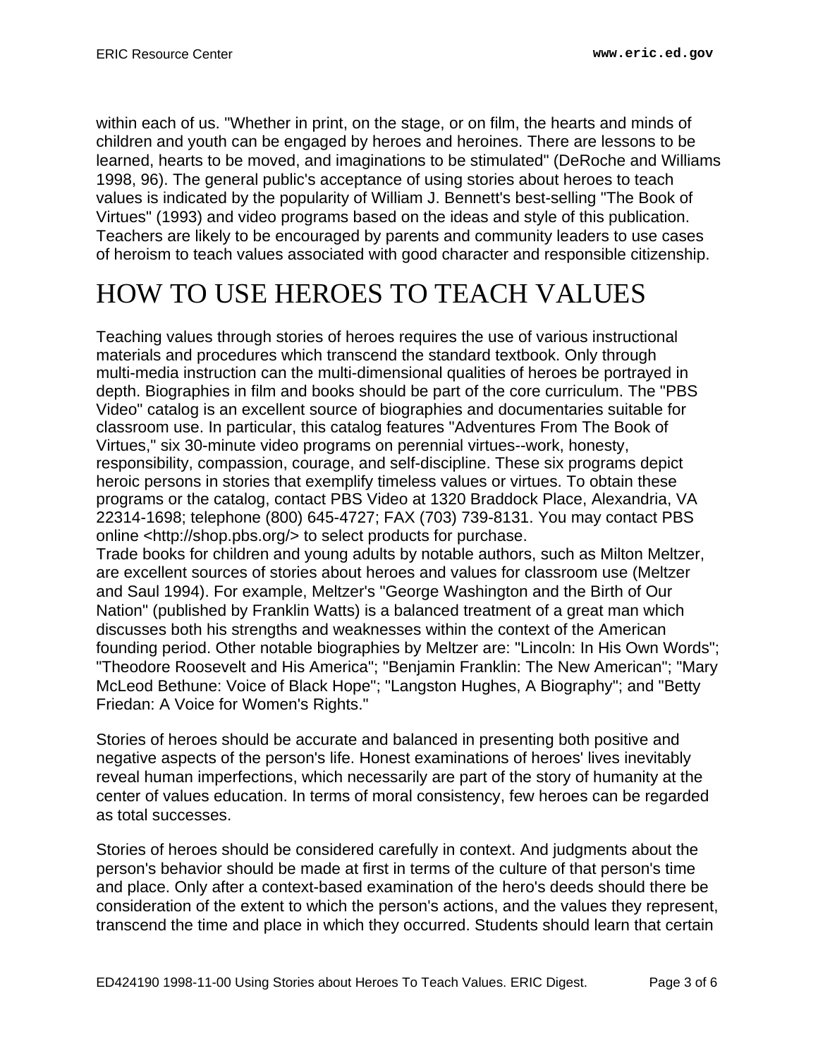within each of us. "Whether in print, on the stage, or on film, the hearts and minds of children and youth can be engaged by heroes and heroines. There are lessons to be learned, hearts to be moved, and imaginations to be stimulated" (DeRoche and Williams 1998, 96). The general public's acceptance of using stories about heroes to teach values is indicated by the popularity of William J. Bennett's best-selling "The Book of Virtues" (1993) and video programs based on the ideas and style of this publication. Teachers are likely to be encouraged by parents and community leaders to use cases of heroism to teach values associated with good character and responsible citizenship.

# HOW TO USE HEROES TO TEACH VALUES

Teaching values through stories of heroes requires the use of various instructional materials and procedures which transcend the standard textbook. Only through multi-media instruction can the multi-dimensional qualities of heroes be portrayed in depth. Biographies in film and books should be part of the core curriculum. The "PBS Video" catalog is an excellent source of biographies and documentaries suitable for classroom use. In particular, this catalog features "Adventures From The Book of Virtues," six 30-minute video programs on perennial virtues--work, honesty, responsibility, compassion, courage, and self-discipline. These six programs depict heroic persons in stories that exemplify timeless values or virtues. To obtain these programs or the catalog, contact PBS Video at 1320 Braddock Place, Alexandria, VA 22314-1698; telephone (800) 645-4727; FAX (703) 739-8131. You may contact PBS online <http://shop.pbs.org/> to select products for purchase.
Trade books for children and young adults by notable authors, such as Milton Meltzer, are excellent sources of stories about heroes and values for classroom use (Meltzer and Saul 1994). For example, Meltzer's "George Washington and the Birth of Our Nation" (published by Franklin Watts) is a balanced treatment of a great man which discusses both his strengths and weaknesses within the context of the American founding period. Other notable biographies by Meltzer are: "Lincoln: In His Own Words"; "Theodore Roosevelt and His America"; "Benjamin Franklin: The New American"; "Mary McLeod Bethune: Voice of Black Hope"; "Langston Hughes, A Biography"; and "Betty Friedan: A Voice for Women's Rights."

Stories of heroes should be accurate and balanced in presenting both positive and negative aspects of the person's life. Honest examinations of heroes' lives inevitably reveal human imperfections, which necessarily are part of the story of humanity at the center of values education. In terms of moral consistency, few heroes can be regarded as total successes.

Stories of heroes should be considered carefully in context. And judgments about the person's behavior should be made at first in terms of the culture of that person's time and place. Only after a context-based examination of the hero's deeds should there be consideration of the extent to which the person's actions, and the values they represent, transcend the time and place in which they occurred. Students should learn that certain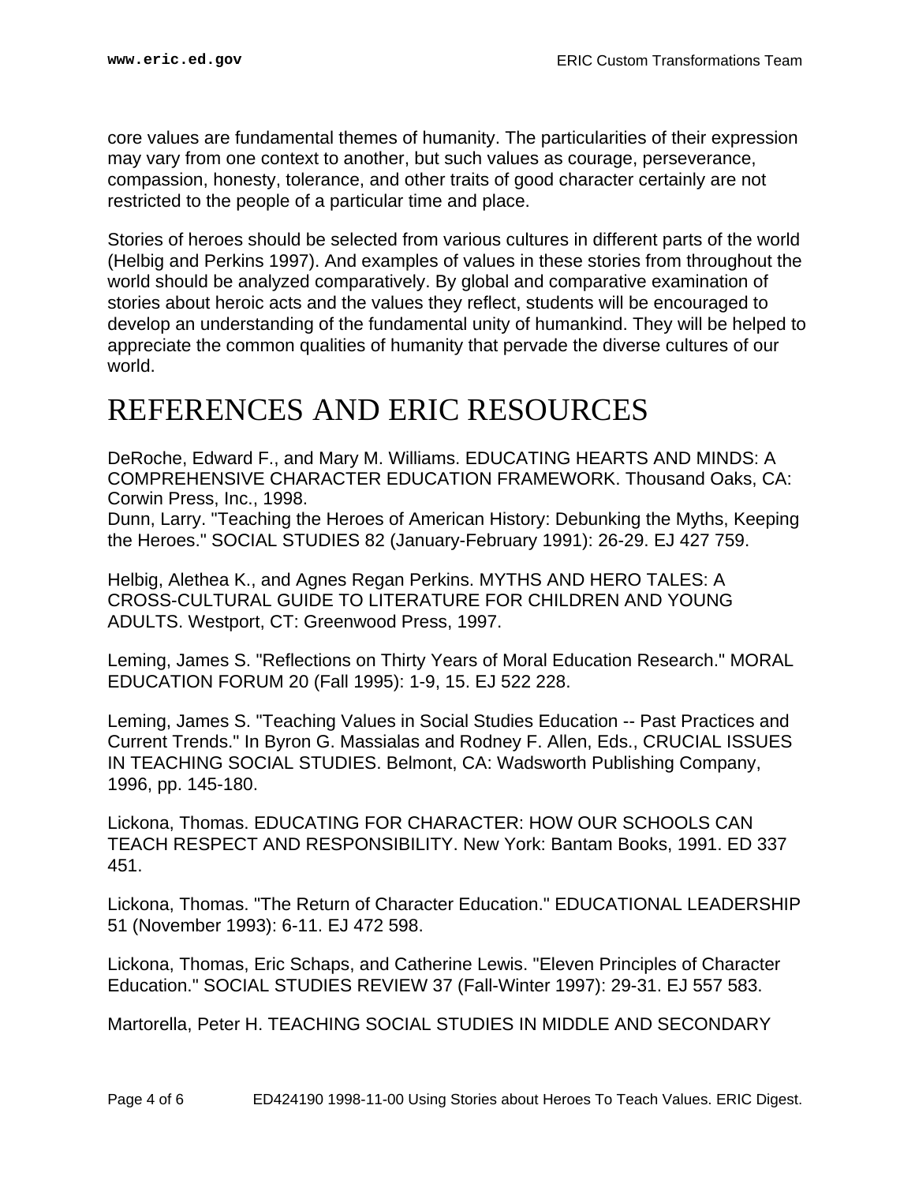core values are fundamental themes of humanity. The particularities of their expression may vary from one context to another, but such values as courage, perseverance, compassion, honesty, tolerance, and other traits of good character certainly are not restricted to the people of a particular time and place.

Stories of heroes should be selected from various cultures in different parts of the world (Helbig and Perkins 1997). And examples of values in these stories from throughout the world should be analyzed comparatively. By global and comparative examination of stories about heroic acts and the values they reflect, students will be encouraged to develop an understanding of the fundamental unity of humankind. They will be helped to appreciate the common qualities of humanity that pervade the diverse cultures of our world.

# REFERENCES AND ERIC RESOURCES

DeRoche, Edward F., and Mary M. Williams. EDUCATING HEARTS AND MINDS: A COMPREHENSIVE CHARACTER EDUCATION FRAMEWORK. Thousand Oaks, CA: Corwin Press, Inc., 1998.
Dunn, Larry. "Teaching the Heroes of American History: Debunking the Myths, Keeping the Heroes." SOCIAL STUDIES 82 (January-February 1991): 26-29. EJ 427 759.

Helbig, Alethea K., and Agnes Regan Perkins. MYTHS AND HERO TALES: A CROSS-CULTURAL GUIDE TO LITERATURE FOR CHILDREN AND YOUNG ADULTS. Westport, CT: Greenwood Press, 1997.

Leming, James S. "Reflections on Thirty Years of Moral Education Research." MORAL EDUCATION FORUM 20 (Fall 1995): 1-9, 15. EJ 522 228.

Leming, James S. "Teaching Values in Social Studies Education -- Past Practices and Current Trends." In Byron G. Massialas and Rodney F. Allen, Eds., CRUCIAL ISSUES IN TEACHING SOCIAL STUDIES. Belmont, CA: Wadsworth Publishing Company, 1996, pp. 145-180.

Lickona, Thomas. EDUCATING FOR CHARACTER: HOW OUR SCHOOLS CAN TEACH RESPECT AND RESPONSIBILITY. New York: Bantam Books, 1991. ED 337 451.

Lickona, Thomas. "The Return of Character Education." EDUCATIONAL LEADERSHIP 51 (November 1993): 6-11. EJ 472 598.

Lickona, Thomas, Eric Schaps, and Catherine Lewis. "Eleven Principles of Character Education." SOCIAL STUDIES REVIEW 37 (Fall-Winter 1997): 29-31. EJ 557 583.

Martorella, Peter H. TEACHING SOCIAL STUDIES IN MIDDLE AND SECONDARY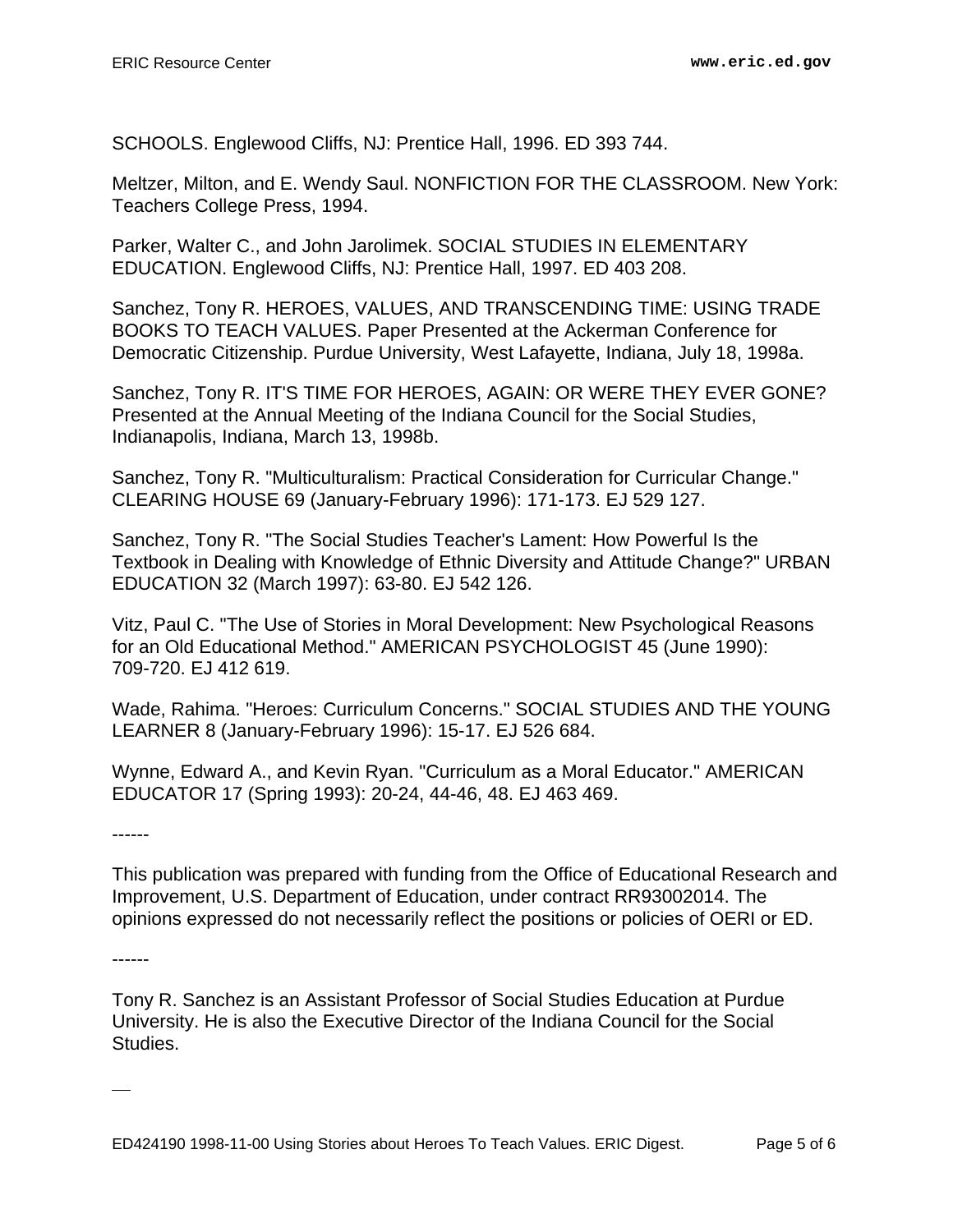SCHOOLS. Englewood Cliffs, NJ: Prentice Hall, 1996. ED 393 744.

Meltzer, Milton, and E. Wendy Saul. NONFICTION FOR THE CLASSROOM. New York: Teachers College Press, 1994.

Parker, Walter C., and John Jarolimek. SOCIAL STUDIES IN ELEMENTARY EDUCATION. Englewood Cliffs, NJ: Prentice Hall, 1997. ED 403 208.

Sanchez, Tony R. HEROES, VALUES, AND TRANSCENDING TIME: USING TRADE BOOKS TO TEACH VALUES. Paper Presented at the Ackerman Conference for Democratic Citizenship. Purdue University, West Lafayette, Indiana, July 18, 1998a.

Sanchez, Tony R. IT'S TIME FOR HEROES, AGAIN: OR WERE THEY EVER GONE? Presented at the Annual Meeting of the Indiana Council for the Social Studies, Indianapolis, Indiana, March 13, 1998b.

Sanchez, Tony R. "Multiculturalism: Practical Consideration for Curricular Change." CLEARING HOUSE 69 (January-February 1996): 171-173. EJ 529 127.

Sanchez, Tony R. "The Social Studies Teacher's Lament: How Powerful Is the Textbook in Dealing with Knowledge of Ethnic Diversity and Attitude Change?" URBAN EDUCATION 32 (March 1997): 63-80. EJ 542 126.

Vitz, Paul C. "The Use of Stories in Moral Development: New Psychological Reasons for an Old Educational Method." AMERICAN PSYCHOLOGIST 45 (June 1990): 709-720. EJ 412 619.

Wade, Rahima. "Heroes: Curriculum Concerns." SOCIAL STUDIES AND THE YOUNG LEARNER 8 (January-February 1996): 15-17. EJ 526 684.

Wynne, Edward A., and Kevin Ryan. "Curriculum as a Moral Educator." AMERICAN EDUCATOR 17 (Spring 1993): 20-24, 44-46, 48. EJ 463 469.

------

This publication was prepared with funding from the Office of Educational Research and Improvement, U.S. Department of Education, under contract RR93002014. The opinions expressed do not necessarily reflect the positions or policies of OERI or ED.

------

Tony R. Sanchez is an Assistant Professor of Social Studies Education at Purdue University. He is also the Executive Director of the Indiana Council for the Social Studies.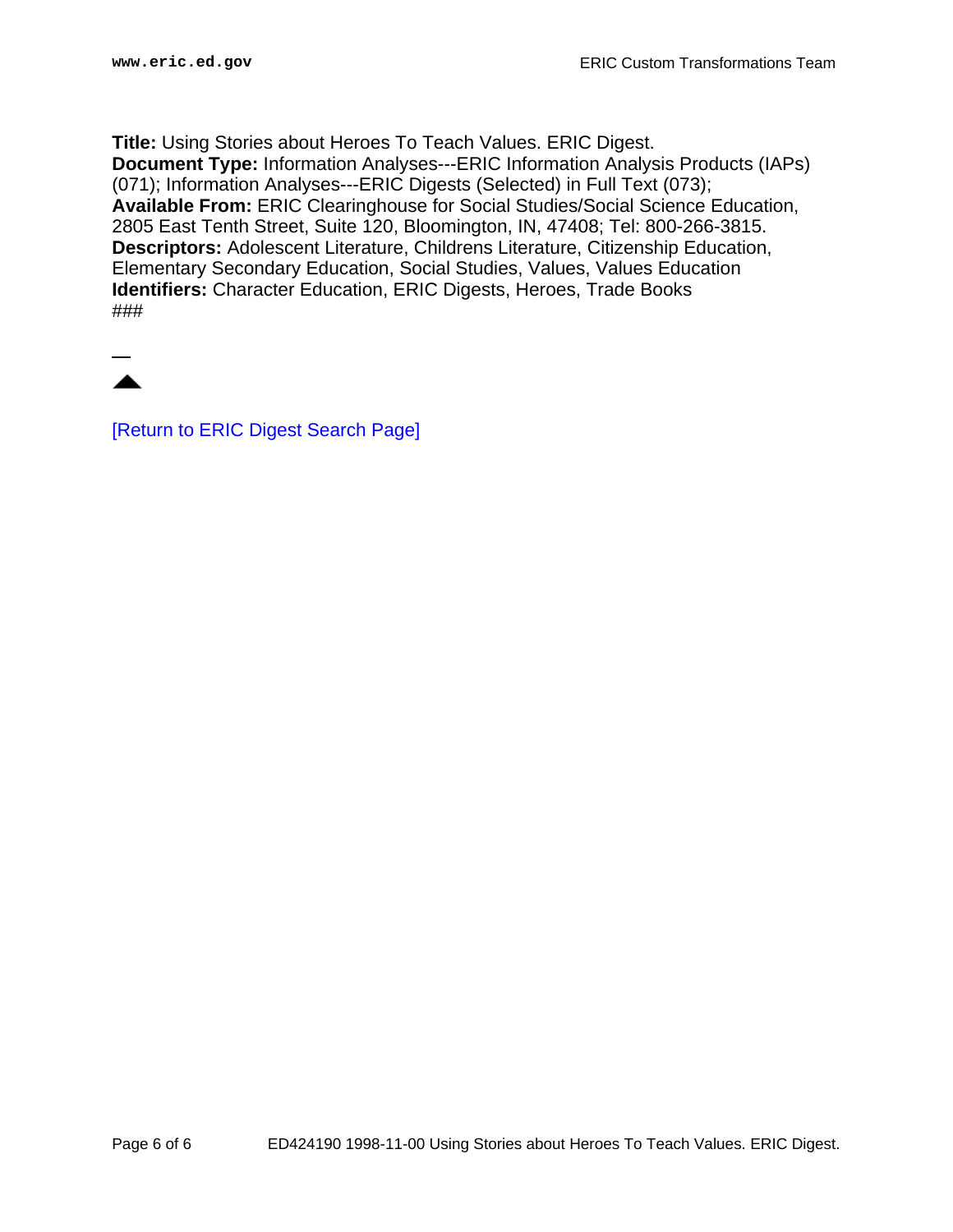**Title:** Using Stories about Heroes To Teach Values. ERIC Digest.
**Document Type:** Information Analyses---ERIC Information Analysis Products (IAPs) (071); Information Analyses---ERIC Digests (Selected) in Full Text (073);
**Available From:** ERIC Clearinghouse for Social Studies/Social Science Education, 2805 East Tenth Street, Suite 120, Bloomington, IN, 47408; Tel: 800-266-3815.
**Descriptors:** Adolescent Literature, Childrens Literature, Citizenship Education, Elementary Secondary Education, Social Studies, Values, Values Education
**Identifiers:** Character Education, ERIC Digests, Heroes, Trade Books
###

[Return to ERIC Digest Search Page]